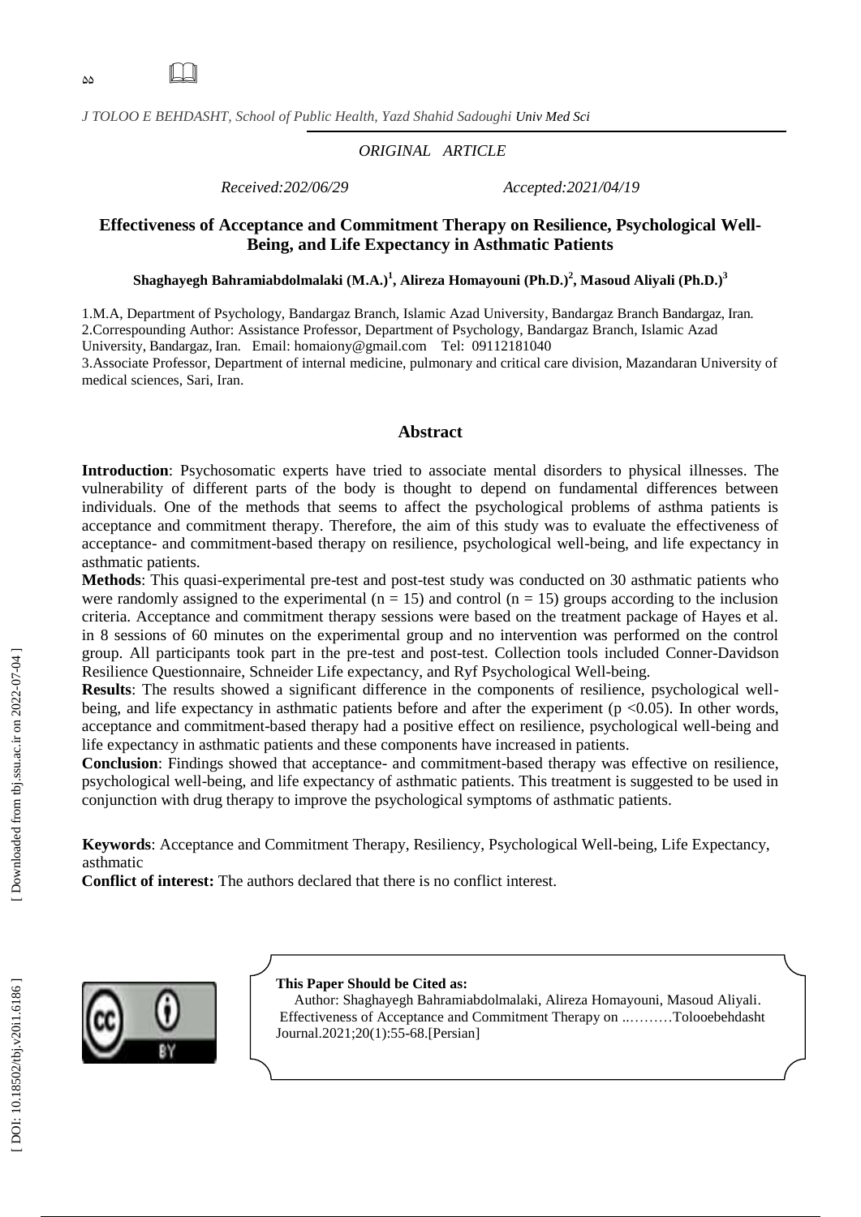*ORIGINAL ARTICLE*

*Received:202/06/29* *Accepted:2021/04/19*

# Effectiveness of Acceptance and Commitment Therapy on Resilience, Psychological Well-Being, and Life Expectancy in Asthmatic Patients

**Shaghayegh Bahramiabdolmalaki (M.A.)[1], Alireza Homayouni (Ph.D.)[2], Masoud Aliyali (Ph.D.)[3]**

1.M.A, Department of Psychology, Bandargaz Branch, Islamic Azad University, Bandargaz Branch Bandargaz, Iran.
2.Correspounding Author: Assistance Professor, Department of Psychology, Bandargaz Branch, Islamic Azad University, Bandargaz, Iran. Email: homaiony@gmail.com Tel: 09112181040
3.Associate Professor, Department of internal medicine, pulmonary and critical care division, Mazandaran University of medical sciences, Sari, Iran.

## Abstract

**Introduction**: Psychosomatic experts have tried to associate mental disorders to physical illnesses. The vulnerability of different parts of the body is thought to depend on fundamental differences between individuals. One of the methods that seems to affect the psychological problems of asthma patients is acceptance and commitment therapy. Therefore, the aim of this study was to evaluate the effectiveness of acceptance- and commitment-based therapy on resilience, psychological well-being, and life expectancy in asthmatic patients.

**Methods**: This quasi-experimental pre-test and post-test study was conducted on 30 asthmatic patients who were randomly assigned to the experimental ($n = 15$) and control ($n = 15$) groups according to the inclusion criteria. Acceptance and commitment therapy sessions were based on the treatment package of Hayes et al. in 8 sessions of 60 minutes on the experimental group and no intervention was performed on the control group. All participants took part in the pre-test and post-test. Collection tools included Conner-Davidson Resilience Questionnaire, Schneider Life expectancy, and Ryf Psychological Well-being.

**Results**: The results showed a significant difference in the components of resilience, psychological well-being, and life expectancy in asthmatic patients before and after the experiment ($p < 0.05$). In other words, acceptance and commitment-based therapy had a positive effect on resilience, psychological well-being and life expectancy in asthmatic patients and these components have increased in patients.

**Conclusion**: Findings showed that acceptance- and commitment-based therapy was effective on resilience, psychological well-being, and life expectancy of asthmatic patients. This treatment is suggested to be used in conjunction with drug therapy to improve the psychological symptoms of asthmatic patients.

**Keywords**: Acceptance and Commitment Therapy, Resiliency, Psychological Well-being, Life Expectancy, asthmatic

**Conflict of interest:** The authors declared that there is no conflict interest.

**This Paper Should be Cited as:**
Author: Shaghayegh Bahramiabdolmalaki, Alireza Homayouni, Masoud Aliyali. Effectiveness of Acceptance and Commitment Therapy on ..………Tolooebehdasht Journal.2021;20(1):55-68.[Persian]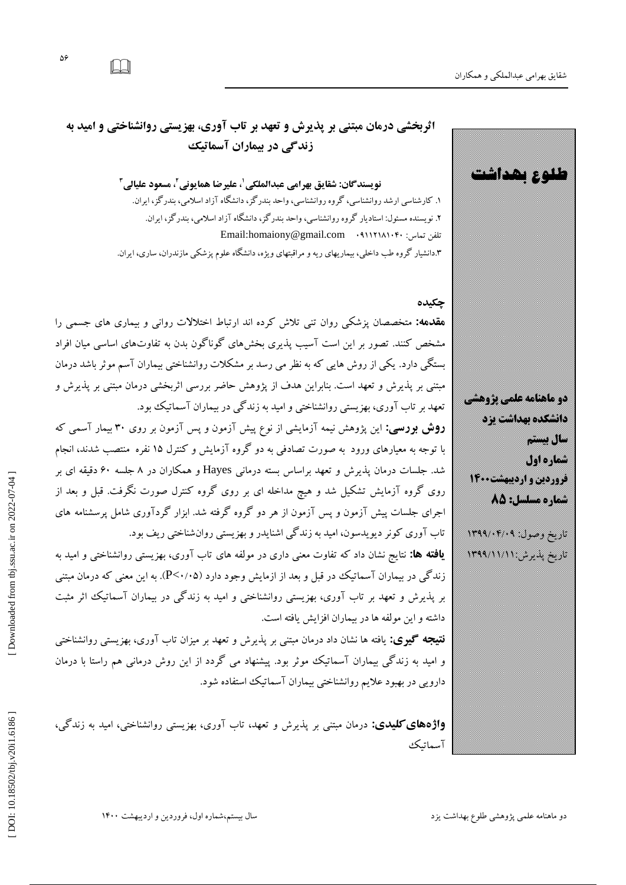# اثربخشی درمان مبتنی بر پذیرش و تعهد بر تاب آوری، بهزیستی روانشناختی و امید به زندگی در بیماران آسماتیک

**نویسندگان: شقایق بهرامی عبدالملکی[1]، علیرضا همایونی[2]، مسعود علیالی[3]**

۱. کارشناسی ارشد روانشناسی، گروه روانشناسی، واحد بندرگز، دانشگاه آزاد اسلامی، بندرگز، ایران.

۲. نویسنده مسئول: استادیار گروه روانشناسی، واحد بندرگز، دانشگاه آزاد اسلامی، بندرگز، ایران.

تلفن تماس: ۰۹۱۱۲۱۸۱۰۴۰ Email:homaiony@gmail.com

۳.دانشیار گروه طب داخلی، بیماریهای ریه و مراقبتهای ویژه، دانشگاه علوم پزشکی مازندران، ساری، ایران.

**طلوع بهداشت**

**دو ماهنامه علمی پژوهشی**
**دانشکده بهداشت یزد**
**سال بیستم**
**شماره اول**
**فروردین و اردیبهشت۱۴۰۰**
**شماره مسلسل: ۸۵**

تاریخ وصول: ۱۳۹۹/۰۴/۰۹

تاریخ پذیرش:۱۳۹۹/۱۱/۱۱

## چکیده

**مقدمه:** متخصصان پزشکی روان تنی تلاش کرده اند ارتباط اختلالات روانی و بیماری های جسمی را مشخص کنند. تصور بر این است آسیب پذیری بخش‌های گوناگون بدن به تفاوت‌های اساسی میان افراد بستگی دارد. یکی از روش هایی که به نظر می رسد بر مشکلات روانشناختی بیماران آسم موثر باشد درمان مبتنی بر پذیرش و تعهد است. بنابراین هدف از پژوهش حاضر بررسی اثربخشی درمان مبتنی بر پذیرش و تعهد بر تاب آوری، بهزیستی روانشناختی و امید به زندگی در بیماران آسماتیک بود.

**روش بررسی:** این پژوهش نیمه آزمایشی از نوع پیش آزمون و پس آزمون بر روی ۳۰ بیمار آسمی که با توجه به معیارهای ورود به صورت تصادفی به دو گروه آزمایش و کنترل ۱۵ نفره منتصب شدند، انجام شد. جلسات درمان پذیرش و تعهد براساس بسته درمانی Hayes و همکاران در ۸ جلسه ۶۰ دقیقه ای بر روی گروه آزمایش تشکیل شد و هیچ مداخله ای بر روی گروه کنترل صورت نگرفت. قبل و بعد از اجرای جلسات پیش آزمون و پس آزمون از هر دو گروه گرفته شد. ابزار گردآوری شامل پرسشنامه های تاب آوری کونر دیویدسون، امید به زندگی اشنایدر و بهزیستی روان‌شناختی ریف بود.

**یافته ها:** نتایج نشان داد که تفاوت معنی داری در مولفه های تاب آوری، بهزیستی روانشناختی و امید به زندگی در بیماران آسماتیک در قبل و بعد از ازمایش وجود دارد ($P<0.05$). به این معنی که درمان مبتنی بر پذیرش و تعهد بر تاب آوری، بهزیستی روانشناختی و امید به زندگی در بیماران آسماتیک اثر مثبت داشته و این مولفه ها در بیماران افزایش یافته است.

**نتیجه گیری:** یافته ها نشان داد درمان مبتنی بر پذیرش و تعهد بر میزان تاب آوری، بهزیستی روانشناختی و امید به زندگی بیماران آسماتیک موثر بود. پیشنهاد می گردد از این روش درمانی هم راستا با درمان دارویی در بهبود علایم روانشناختی بیماران آسماتیک استفاده شود.

**واژه‌های کلیدی:** درمان مبتنی بر پذیرش و تعهد، تاب آوری، بهزیستی روانشناختی، امید به زندگی، آسماتیک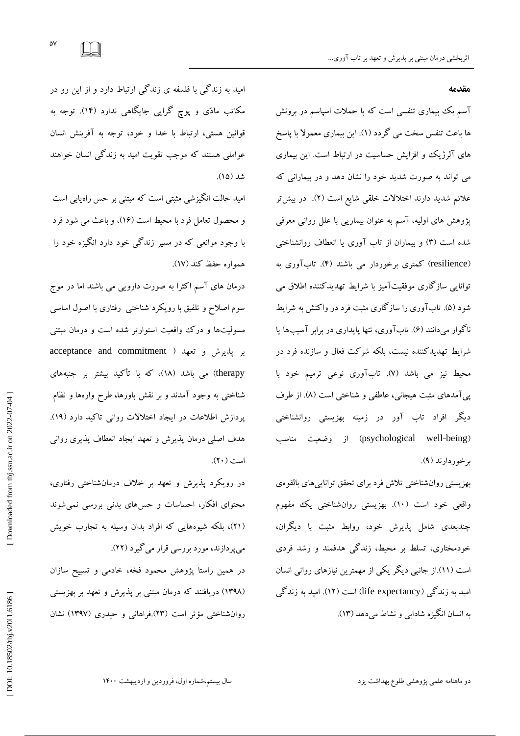## مقدمه

آسم یک بیماری تنفسی است که با حملات اسپاسم در برونش ها باعث تنفس سخت می گردد (۱). این بیماری معمولا با پاسخ های آلرژیک و افزایش حساسیت در ارتباط است. این بیماری می تواند به صورت شدید خود را نشان دهد و در بیمارانی که علائم شدید دارند اختلالات خلقی شایع است (۲). در بیش‌تر پژوهش های اولیه، آسم به عنوان بیماریی با علل روانی معرفی شده است (۳) و بیماران از تاب آوری یا انعطاف روانشناختی (resilience) کمتری برخوردار می باشند (۴). تاب‌آوری به توانایی سازگاری موفقیت‌آمیز با شرایط تهدیدکننده اطلاق می شود (۵). تاب‌آوری را سازگاری مثبت فرد در واکنش به شرایط ناگوار می‌دانند (۶). تاب‌آوری، تنها پایداری در برابر آسیب‌ها یا شرایط تهدیدکننده نیست، بلکه شرکت فعال و سازنده فرد در محیط نیز می باشد (۷). تاب‌آوری نوعی ترمیم خود با پی‌آمدهای مثبت هیجانی، عاطفی و شناختی است (۸). از طرف دیگر افراد تاب آور در زمینه بهزیستی روانشناختی (psychological well-being) از وضعیت مناسب برخوردارند (۹).

بهزیستی روان‌شناختی تلاش فرد برای تحقق توانایی‌های بالقوه‌ی واقعی خود است (۱۰). بهزیستی روان‌شناختی یک مفهوم چندبعدی شامل پذیرش خود، روابط مثبت با دیگران، خودمختاری، تسلط بر محیط، زندگی هدفمند و رشد فردی است (۱۱).از جانبی دیگر یکی از مهمترین نیازهای روانی انسان امید به زندگی (life expectancy) است (۱۲). امید به زندگی به انسان انگیزه شادابی و نشاط می‌دهد (۱۳).

امید به زندگی با فلسفه ی زندگی ارتباط دارد و از این رو در مکاتب مادّی و پوچ گرایی جایگاهی ندارد (۱۴). توجه به قوانین هستی، ارتباط با خدا و خود، توجه به آفرینش انسان عواملی هستند که موجب تقویت امید به زندگی انسان خواهند شد (۱۵).

امید حالت انگیزشی مثبتی است که مبتنی بر حس راه‌یابی است و محصول تعامل فرد با محیط است (۱۶)، و باعث می شود فرد با وجود موانعی که در مسیر زندگی خود دارد انگیزه خود را همواره حفظ کند (۱۷).

درمان های آسم اکثرا به صورت دارویی می باشند اما در موج سوم اصلاح و تلفیق با رویکرد شناختی رفتاری با اصول اساسی مسولیت‌ها و درک واقعیت استوارتر شده است و درمان مبتنی بر پذیرش و تعهد (acceptance and commitment therapy) می باشد (۱۸)، که با تأکید بیشتر بر جنبه‌های شناختی به وجود آمدند و بر نقش باورها، طرح واره‌ها و نظام پردازش اطلاعات در ایجاد اختلالات روانی تاکید دارد (۱۹). هدف اصلی درمان پذیرش و تعهد ایجاد انعطاف پذیری روانی است (۲۰).

در رویکرد پذیرش و تعهد بر خلاف درمان‌شناختی رفتاری، محتوای افکار، احساسات و حس‌های بدنی بررسی نمی‌شوند (۲۱)، بلکه شیوه‌هایی که افراد بدان وسیله به تجارب خویش می‌پردازند، مورد بررسی قرار می‌گیرد (۲۲).

در همین راستا پژوهش محمود فخه، خادمی و تسبیح سازان (۱۳۹۸) دریافتند که درمان مبتنی بر پذیرش و تعهد بر بهزیستی روان‌شناختی مؤثر است (۲۳).فراهانی و حیدری (۱۳۹۷) نشان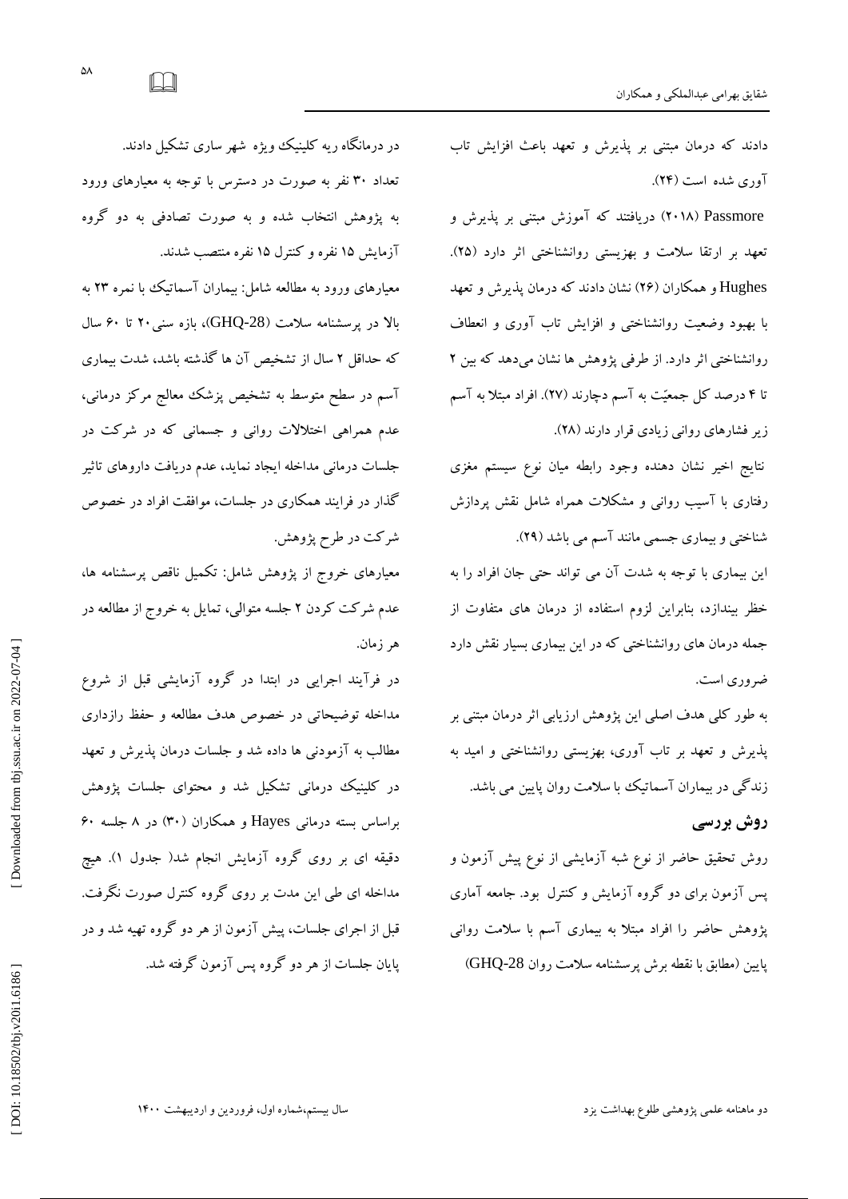دادند که درمان مبتنی بر پذیرش و تعهد باعث افزایش تاب آوری شده است (۲۴).

Passmore (۲۰۱۸) دریافتند که آموزش مبتنی بر پذیرش و تعهد بر ارتقا سلامت و بهزیستی روانشناختی اثر دارد (۲۵). Hughes و همکاران (۲۶) نشان دادند که درمان پذیرش و تعهد با بهبود وضعیت روانشناختی و افزایش تاب آوری و انعطاف روانشناختی اثر دارد. از طرفی پژوهش ها نشان می‌دهد که بین ۲ تا ۴ درصد کل جمعیّت به آسم دچارند (۲۷). افراد مبتلا به آسم زیر فشارهای روانی زیادی قرار دارند (۲۸).

نتایج اخیر نشان دهنده وجود رابطه میان نوع سیستم مغزی رفتاری با آسیب روانی و مشکلات همراه شامل نقش پردازش شناختی و بیماری جسمی مانند آسم می باشد (۲۹).

این بیماری با توجه به شدت آن می تواند حتی جان افراد را به خطر بیندازد، بنابراین لزوم استفاده از درمان های متفاوت از جمله درمان های روانشناختی که در این بیماری بسیار نقش دارد ضروری است.

به طور کلی هدف اصلی این پژوهش ارزیابی اثر درمان مبتنی بر پذیرش و تعهد بر تاب آوری، بهزیستی روانشناختی و امید به زندگی در بیماران آسماتیک با سلامت روان پایین می باشد.

## روش بررسی

روش تحقیق حاضر از نوع شبه آزمایشی از نوع پیش آزمون و پس آزمون برای دو گروه آزمایش و کنترل بود. جامعه آماری پژوهش حاضر را افراد مبتلا به بیماری آسم با سلامت روانی پایین (مطابق با نقطه برش پرسشنامه سلامت روان GHQ-28) در درمانگاه ریه کلینیک ویژه شهر ساری تشکیل دادند. تعداد ۳۰ نفر به صورت در دسترس با توجه به معیارهای ورود به پژوهش انتخاب شده و به صورت تصادفی به دو گروه آزمایش ۱۵ نفره و کنترل ۱۵ نفره منتصب شدند.

معیارهای ورود به مطالعه شامل: بیماران آسماتیک با نمره ۲۳ به بالا در پرسشنامه سلامت (GHQ-28)، بازه سنی۲۰ تا ۶۰ سال که حداقل ۲ سال از تشخیص آن ها گذشته باشد، شدت بیماری آسم در سطح متوسط به تشخیص پزشک معالج مرکز درمانی، عدم همراهی اختلالات روانی و جسمانی که در شرکت در جلسات درمانی مداخله ایجاد نماید، عدم دریافت داروهای تاثیر گذار در فرایند همکاری در جلسات، موافقت افراد در خصوص شرکت در طرح پژوهش.

معیارهای خروج از پژوهش شامل: تکمیل ناقص پرسشنامه ها، عدم شرکت کردن ۲ جلسه متوالی، تمایل به خروج از مطالعه در هر زمان.

در فرآیند اجرایی در ابتدا در گروه آزمایشی قبل از شروع مداخله توضیحاتی در خصوص هدف مطالعه و حفظ رازداری مطالب به آزمودنی ها داده شد و جلسات درمان پذیرش و تعهد در کلینیک درمانی تشکیل شد و محتوای جلسات پژوهش براساس بسته درمانی Hayes و همکاران (۳۰) در ۸ جلسه ۶۰ دقیقه ای بر روی گروه آزمایش انجام شد( جدول ۱). هیچ مداخله ای طی این مدت بر روی گروه کنترل صورت نگرفت. قبل از اجرای جلسات، پیش آزمون از هر دو گروه تهیه شد و در پایان جلسات از هر دو گروه پس آزمون گرفته شد.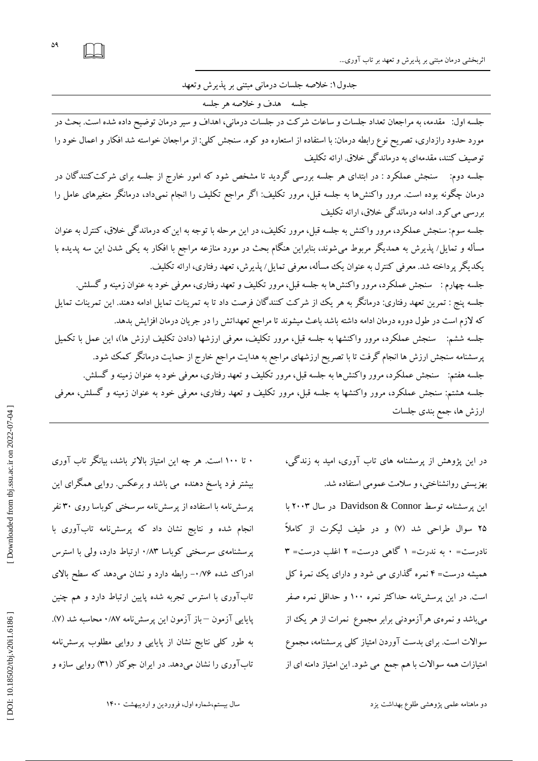جدول۱: خلاصه جلسات درمانی مبتنی بر پذیرش وتعهد

| جلسه | هدف و خلاصه هر جلسه |
|---|---|
| جلسه اول: | مقدمه، به مراجعان تعداد جلسات و ساعات شرکت در جلسات درمانی، اهداف و سیر درمان توضیح داده شده است. بحث در مورد حدود رازداری، تصریح نوع رابطه درمان: با استفاده از استعاره دو کوه. سنجش کلی: از مراجعان خواسته شد افکار و اعمال خود را توصیف کنند، مقدمه‌ای به درماندگی خلاق. ارائه تکلیف |
| جلسه دوم: | سنجش عملکرد : در ابتدای هر جلسه بررسی گردید تا مشخص شود که امور خارج از جلسه برای شرکت‌کنندگان در درمان چگونه بوده است. مرور واکنش‌ها به جلسه قبل، مرور تکلیف: اگر مراجع تکلیف را انجام نمی‌داد، درمانگر متغیرهای عامل را بررسی می‌کرد. ادامه درماندگی خلاق، ارائه تکلیف |
| جلسه سوم: | سنجش عملکرد، مرور واکنش به جلسه قبل، مرور تکلیف، در این مرحله با توجه به این‌که درماندگی خلاق، کنترل به عنوان مسأله و تمایل/ پذیرش به همدیگر مربوط می‌شوند، بنابراین هنگام بحث در مورد منازعه مراجع با افکار به یکی شدن این سه پدیده با یکدیگر پرداخته شد. معرفی کنترل به عنوان یک مسأله، معرفی تمایل/ پذیرش، تعهد رفتاری، ارائه تکلیف. |
| جلسه چهارم : | سنجش عملکرد، مرور واکنش‌ها به جلسه قبل، مرور تکلیف و تعهد رفتاری، معرفی خود به عنوان زمینه و گسلش. |
| جلسه پنج : | تمرین تعهد رفتاری: درمانگر به هر یک از شرکت کنندگان فرصت داد تا به تمرینات تمایل ادامه دهند. این تمرینات تمایل که لازم است در طول دوره درمان ادامه داشته باشد باعث میشوند تا مراجع تعهداتش را در جریان درمان افزایش بدهد. |
| جلسه ششم: | سنجش عملکرد، مرور واکنشها به جلسه قبل، مرور تکلیف، معرفی ارزشها (دادن تکلیف ارزش ها)، این عمل با تکمیل پرسشنامه سنجش ارزش ها انجام گرفت تا با تصریح ارزشهای مراجع به هدایت مراجع خارج از حمایت درمانگر کمک شود. |
| جلسه هفتم: | سنجش عملکرد، مرور واکنش‌ها به جلسه قبل، مرور تکلیف و تعهد رفتاری، معرفی خود به عنوان زمینه و گسلش. |
| جلسه هشتم: | سنجش عملکرد، مرور واکنشها به جلسه قبل، مرور تکلیف و تعهد رفتاری، معرفی خود به عنوان زمینه و گسلش، معرفی ارزش ها، جمع بندی جلسات |

در این پژوهش از پرسشنامه های تاب آوری، امید به زندگی، بهزیستی روانشناختی، و سلامت عمومی استفاده شد.

این پرسشنامه توسط Davidson & Connor در سال ۲۰۰۳ با ۲۵ سوال طراحی شد (۷) و در طیف لیکرت از کاملاً نادرست= ۰ به ندرت= ۱ گاهی درست= ۲ اغلب درست= ۳ همیشه درست= ۴ نمره گذاری می شود و دارای یک نمرۀ کل است. در این پرسش‌نامه حداکثر نمره ۱۰۰ و حداقل نمره صفر می‌باشد و نمره‌ی هرآزمودنی برابر مجموع نمرات از هر یک از سوالات است. برای بدست آوردن امتیاز کلی پرسشنامه، مجموع امتیازات همه سوالات با هم جمع می شود. این امتیاز دامنه ای از ۰ تا ۱۰۰ است. هر چه این امتیاز بالاتر باشد، بیانگر تاب آوری بیشتر فرد پاسخ دهنده می باشد و برعکس. روایی همگرای این پرسش‌نامه با استفاده از پرسش‌نامه سرسختی کوباسا روی ۳۰ نفر انجام شده و نتایج نشان داد که پرسش‌نامه تاب‌آوری با پرسشنامه‌ی سرسختی کوباسا ۰/۸۳ ارتباط دارد، ولی با استرس ادراک شده ۰/۷۶- رابطه دارد و نشان می‌دهد که سطح بالای تاب‌آوری با استرس تجربه شده پایین ارتباط دارد و هم چنین پایایی آزمون – باز آزمون این پرسش‌نامه ۰/۸۷ محاسبه شد (۷). به طور کلی نتایج نشان از پایایی و روایی مطلوب پرسش‌نامه تاب‌آوری را نشان می‌دهد. در ایران جوکار (۳۱) روایی سازه و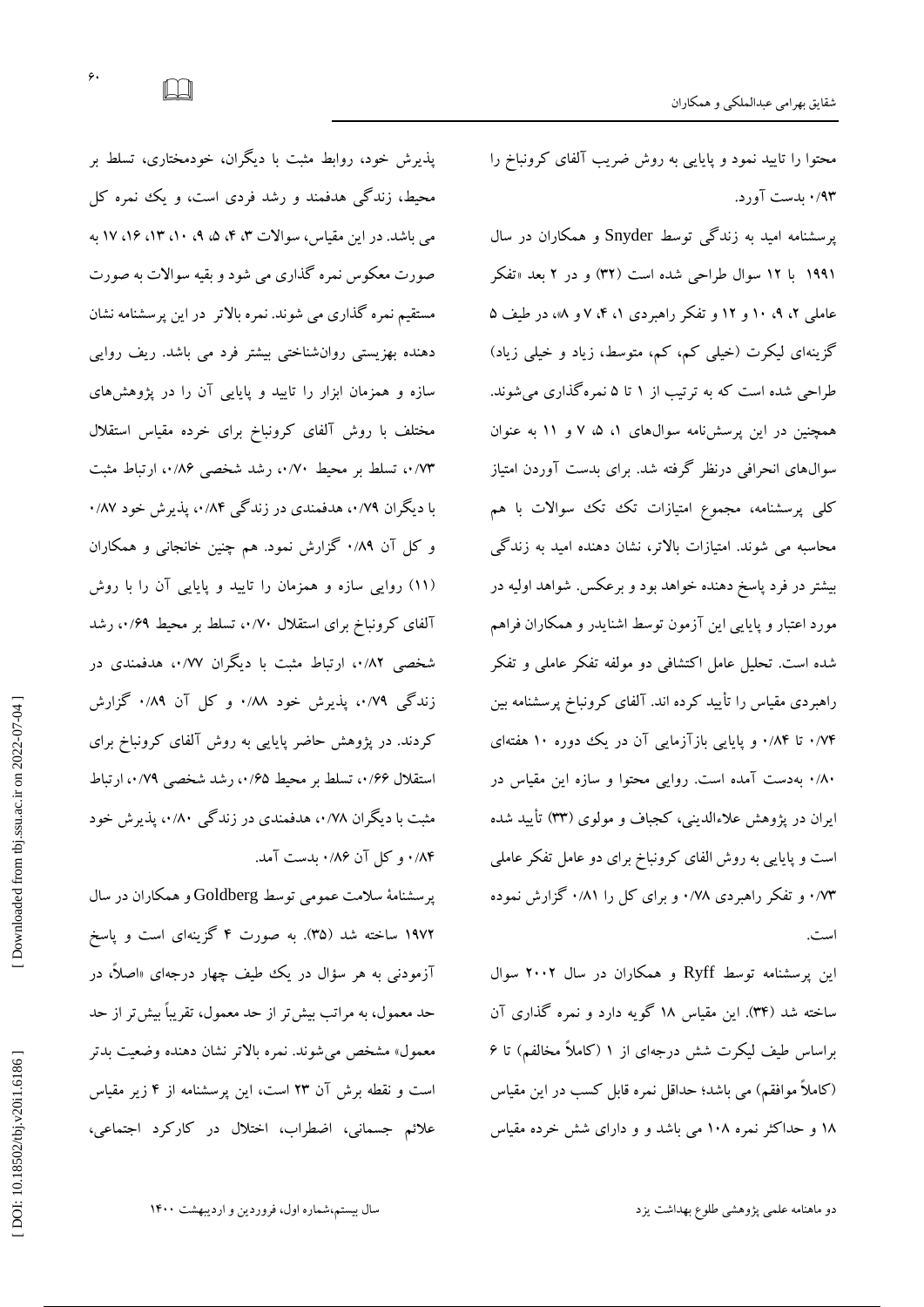محتوا را تایید نمود و پایایی به روش ضریب آلفای کرونباخ را ۰/۹۳ بدست آورد.

پرسشنامه امید به زندگی توسط Snyder و همکاران در سال ۱۹۹۱ با ۱۲ سوال طراحی شده است (۳۲) و در ۲ بعد «تفکر عاملی ۲، ۹، ۱۰ و ۱۲ و تفکر راهبردی ۱، ۴، ۷ و ۸»، در طیف ۵ گزینه‌ای لیکرت (خیلی کم، کم، متوسط، زیاد و خیلی زیاد) طراحی شده است که به ترتیب از ۱ تا ۵ نمره‌گذاری می‌شوند. همچنین در این پرسش‌نامه سوال‌های ۱، ۵، ۷ و ۱۱ به عنوان سوال‌های انحرافی درنظر گرفته شد. برای بدست آوردن امتیاز کلی پرسشنامه، مجموع امتیازات تک تک سوالات با هم محاسبه می شوند. امتیازات بالاتر، نشان دهنده امید به زندگی بیشتر در فرد پاسخ دهنده خواهد بود و برعکس. شواهد اولیه در مورد اعتبار و پایایی این آزمون توسط اشنایدر و همکاران فراهم شده است. تحلیل عامل اکتشافی دو مولفه تفکر عاملی و تفکر راهبردی مقیاس را تأیید کرده اند. آلفای کرونباخ پرسشنامه بین ۰/۷۴ تا ۰/۸۴ و پایایی بازآزمایی آن در یک دوره ۱۰ هفته‌ای ۰/۸۰ به‌دست آمده است. روایی محتوا و سازه این مقیاس در ایران در پژوهش علاءالدینی، کجباف و مولوی (۳۳) تأیید شده است و پایایی به روش الفای کرونباخ برای دو عامل تفکر عاملی ۰/۷۳ و تفکر راهبردی ۰/۷۸ و برای کل را ۰/۸۱ گزارش نموده است.

این پرسشنامه توسط Ryff و همکاران در سال ۲۰۰۲ سوال ساخته شد (۳۴). این مقیاس ۱۸ گویه دارد و نمره گذاری آن براساس طیف لیکرت شش درجه‌ای از ۱ (کاملاً مخالفم) تا ۶ (کاملاً موافقم) می باشد؛ حداقل نمره قابل کسب در این مقیاس ۱۸ و حداکثر نمره ۱۰۸ می باشد و و دارای شش خرده مقیاس پذیرش خود، روابط مثبت با دیگران، خودمختاری، تسلط بر محیط، زندگی هدفمند و رشد فردی است، و یک نمره کل می باشد. در این مقیاس، سوالات ۳، ۴، ۵، ۹، ۱۰، ۱۳، ۱۶، ۱۷ به صورت معکوس نمره گذاری می شود و بقیه سوالات به صورت مستقیم نمره گذاری می شوند. نمره بالاتر در این پرسشنامه نشان دهنده بهزیستی روان‌شناختی بیشتر فرد می باشد. ریف روایی سازه و همزمان ابزار را تایید و پایایی آن را در پژوهش‌های مختلف با روش آلفای کرونباخ برای خرده مقیاس استقلال ۰/۷۳، تسلط بر محیط ۰/۷۰، رشد شخصی ۰/۸۶، ارتباط مثبت با دیگران ۰/۷۹، هدفمندی در زندگی ۰/۸۴، پذیرش خود ۰/۸۷ و کل آن ۰/۸۹ گزارش نمود. هم چنین خانجانی و همکاران (۱۱) روایی سازه و همزمان را تایید و پایایی آن را با روش آلفای کرونباخ برای استقلال ۰/۷۰، تسلط بر محیط ۰/۶۹، رشد شخصی ۰/۸۲، ارتباط مثبت با دیگران ۰/۷۷، هدفمندی در زندگی ۰/۷۹، پذیرش خود ۰/۸۸ و کل آن ۰/۸۹ گزارش کردند. در پژوهش حاضر پایایی به روش آلفای کرونباخ برای استقلال ۰/۶۶، تسلط بر محیط ۰/۶۵، رشد شخصی ۰/۷۹، ارتباط مثبت با دیگران ۰/۷۸، هدفمندی در زندگی ۰/۸۰، پذیرش خود ۰/۸۴ و کل آن ۰/۸۶ بدست آمد.

پرسشنامهٔ سلامت عمومی توسط Goldberg و همکاران در سال ۱۹۷۲ ساخته شد (۳۵). به صورت ۴ گزینه‌ای است و پاسخ آزمودنی به هر سؤال در یک طیف چهار درجه‌ای «اصلاً، در حد معمول، به مراتب بیش‌تر از حد معمول، تقریباً بیش‌تر از حد معمول» مشخص می‌شوند. نمره بالاتر نشان دهنده وضعیت بدتر است و نقطه برش آن ۲۳ است، این پرسشنامه از ۴ زیر مقیاس علائم جسمانی، اضطراب، اختلال در کارکرد اجتماعی،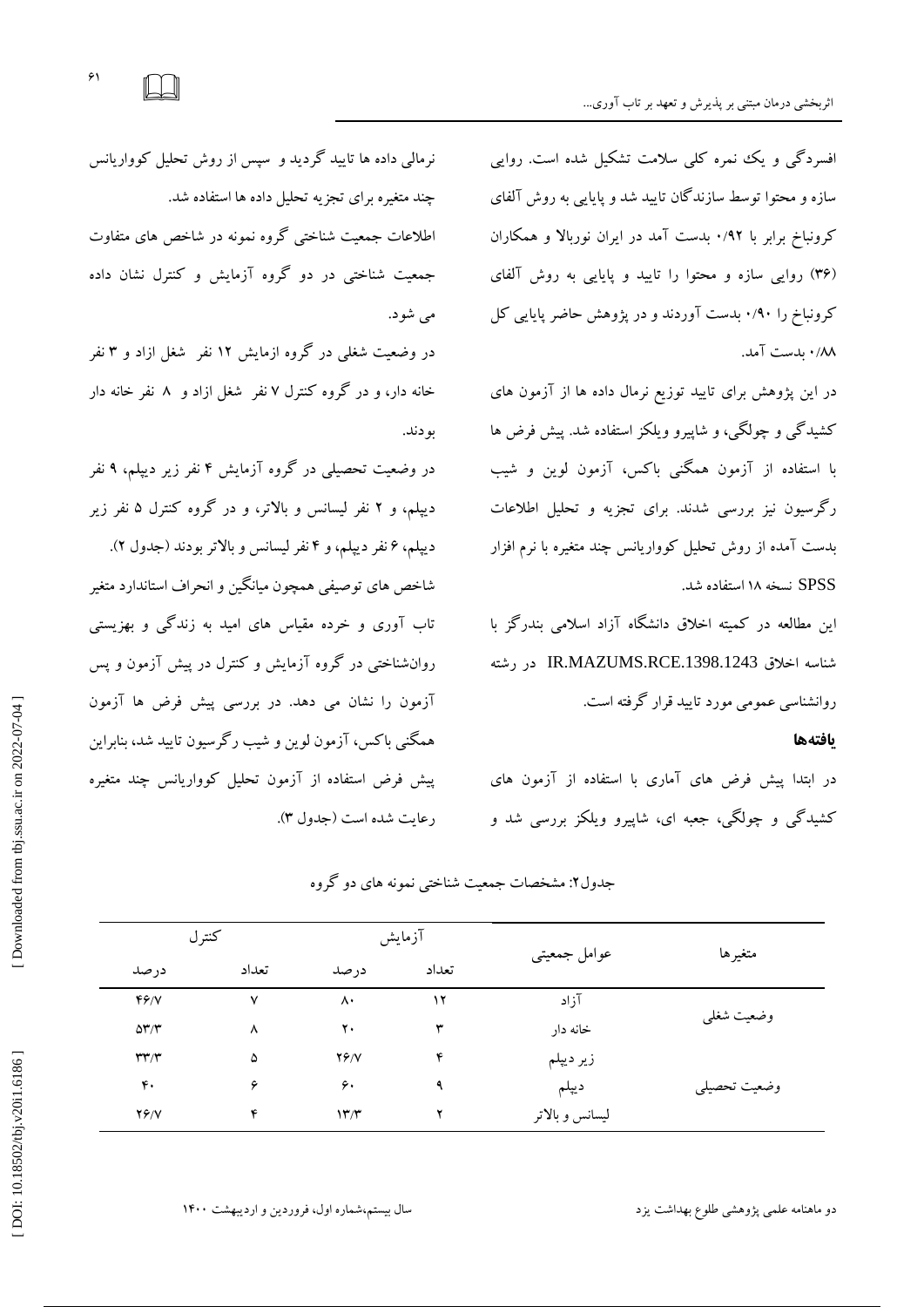افسردگی و یک نمره کلی سلامت تشکیل شده است. روایی سازه و محتوا توسط سازندگان تایید شد و پایایی به روش آلفای کرونباخ برابر با ۰/۹۲ بدست آمد در ایران نوربالا و همکاران (۳۶) روایی سازه و محتوا را تایید و پایایی به روش آلفای کرونباخ را ۰/۹۰ بدست آوردند و در پژوهش حاضر پایایی کل ۰/۸۸ بدست آمد.

در این پژوهش برای تایید توزیع نرمال داده ها از آزمون های کشیدگی و چولگی، و شاپیرو ویلکز استفاده شد. پیش فرض ها با استفاده از آزمون همگنی باکس، آزمون لوین و شیب رگرسیون نیز بررسی شدند. برای تجزیه و تحلیل اطلاعات بدست آمده از روش تحلیل کوواریانس چند متغیره با نرم افزار SPSS نسخه ۱۸ استفاده شد.

این مطالعه در کمیته اخلاق دانشگاه آزاد اسلامی بندرگز با شناسه اخلاق IR.MAZUMS.RCE.1398.1243 در رشته روانشناسی عمومی مورد تایید قرار گرفته است.

## یافته‌ها

در ابتدا پیش فرض های آماری با استفاده از آزمون های کشیدگی و چولگی، جعبه ای، شاپیرو ویلکز بررسی شد و نرمالی داده ها تایید گردید و سپس از روش تحلیل کوواریانس چند متغیره برای تجزیه تحلیل داده ها استفاده شد.

اطلاعات جمعیت شناختی گروه نمونه در شاخص های متفاوت جمعیت شناختی در دو گروه آزمایش و کنترل نشان داده می شود.

در وضعیت شغلی در گروه ازمایش ۱۲ نفر شغل ازاد و ۳ نفر خانه دار، و در گروه کنترل ۷ نفر شغل ازاد و ۸ نفر خانه دار بودند.

در وضعیت تحصیلی در گروه آزمایش ۴ نفر زیر دیپلم، ۹ نفر دیپلم، و ۲ نفر لیسانس و بالاتر، و در گروه کنترل ۵ نفر زیر دیپلم، ۶ نفر دیپلم، و ۴ نفر لیسانس و بالاتر بودند (جدول ۲).

شاخص های توصیفی همچون میانگین و انحراف استاندارد متغیر تاب آوری و خرده مقیاس های امید به زندگی و بهزیستی روان‌شناختی در گروه آزمایش و کنترل در پیش آزمون و پس آزمون را نشان می دهد. در بررسی پیش فرض ها آزمون همگنی باکس، آزمون لوین و شیب رگرسیون تایید شد، بنابراین پیش فرض استفاده از آزمون تحلیل کوواریانس چند متغیره رعایت شده است (جدول ۳).

جدول۲: مشخصات جمعیت شناختی نمونه های دو گروه

| متغیرها | عوامل جمعیتی | آزمایش | | کنترل | |
|---|---|---|---|---|---|
| | | تعداد | درصد | تعداد | درصد |
| وضعیت شغلی | آزاد | ۱۲ | ۸۰ | ۷ | ۴۶/۷ |
| | خانه دار | ۳ | ۲۰ | ۸ | ۵۳/۳ |
| وضعیت تحصیلی | زیر دیپلم | ۴ | ۲۶/۷ | ۵ | ۳۳/۳ |
| | دیپلم | ۹ | ۶۰ | ۶ | ۴۰ |
| | لیسانس و بالاتر | ۲ | ۱۳/۳ | ۴ | ۲۶/۷ |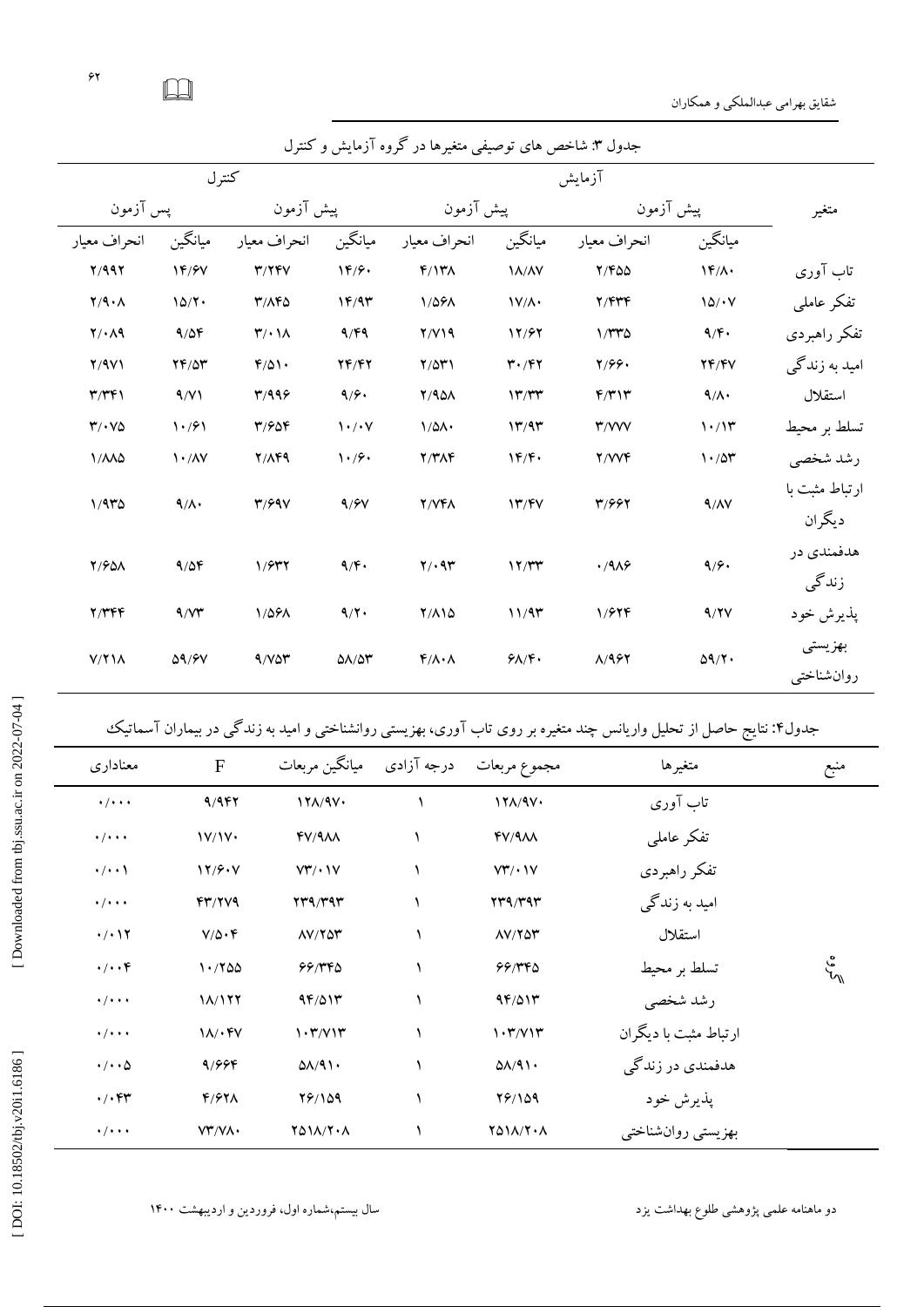جدول ۳: شاخص های توصیفی متغیرها در گروه آزمایش و کنترل

| متغیر | آزمایش | | | | کنترل | | | |
|---|---|---|---|---|---|---|---|---|
| | پیش آزمون | | پیش آزمون | | پیش آزمون | | پس آزمون | |
| | میانگین | انحراف معیار | میانگین | انحراف معیار | میانگین | انحراف معیار | میانگین | انحراف معیار |
| تاب آوری | ۱۴/۸۰ | ۲/۴۵۵ | ۱۸/۸۷ | ۴/۱۳۸ | ۱۴/۶۰ | ۳/۲۴۷ | ۱۴/۶۷ | ۲/۹۹۲ |
| تفکر عاملی | ۱۵/۰۷ | ۲/۴۳۴ | ۱۷/۸۰ | ۱/۵۶۸ | ۱۴/۹۳ | ۳/۸۴۵ | ۱۵/۲۰ | ۲/۹۰۸ |
| تفکر راهبردی | ۹/۴۰ | ۱/۳۳۵ | ۱۲/۶۲ | ۲/۷۱۹ | ۹/۴۹ | ۳/۰۱۸ | ۹/۵۴ | ۲/۰۸۹ |
| امید به زندگی | ۲۴/۴۷ | ۲/۶۶۰ | ۳۰/۴۲ | ۲/۵۳۱ | ۲۴/۴۲ | ۴/۵۱۰ | ۲۴/۵۳ | ۲/۹۷۱ |
| استقلال | ۹/۸۰ | ۴/۳۱۳ | ۱۳/۳۳ | ۲/۹۵۸ | ۹/۶۰ | ۳/۹۹۶ | ۹/۷۱ | ۳/۳۴۱ |
| تسلط بر محیط | ۱۰/۱۳ | ۳/۷۷۷ | ۱۳/۹۳ | ۱/۵۸۰ | ۱۰/۰۷ | ۳/۶۵۴ | ۱۰/۶۱ | ۳/۰۷۵ |
| رشد شخصی | ۱۰/۵۳ | ۲/۷۷۴ | ۱۴/۴۰ | ۲/۳۸۴ | ۱۰/۶۰ | ۲/۸۴۹ | ۱۰/۸۷ | ۱/۸۸۵ |
| ارتباط مثبت با دیگران | ۹/۸۷ | ۳/۶۶۲ | ۱۳/۴۷ | ۲/۷۴۸ | ۹/۶۷ | ۳/۶۹۷ | ۹/۸۰ | ۱/۹۳۵ |
| هدفمندی در زندگی | ۹/۶۰ | ۰/۹۸۶ | ۱۲/۳۳ | ۲/۰۹۳ | ۹/۴۰ | ۱/۶۳۲ | ۹/۵۴ | ۲/۶۵۸ |
| پذیرش خود | ۹/۲۷ | ۱/۶۲۴ | ۱۱/۹۳ | ۲/۸۱۵ | ۹/۲۰ | ۱/۵۶۸ | ۹/۷۳ | ۲/۳۴۴ |
| بهزیستی روان‌شناختی | ۵۹/۲۰ | ۸/۹۶۲ | ۶۸/۴۰ | ۴/۸۰۸ | ۵۸/۵۳ | ۹/۷۵۳ | ۵۹/۶۷ | ۷/۲۱۸ |

جدول۴: نتایج حاصل از تحلیل واریانس چند متغیره بر روی تاب آوری، بهزیستی روانشناختی و امید به زندگی در بیماران آسماتیک

| منبع | متغیرها | مجموع مربعات | درجه آزادی | میانگین مربعات | F | معناداری |
|---|---|---|---|---|---|---|
| گروه | تاب آوری | ۱۲۸/۹۷۰ | ۱ | ۱۲۸/۹۷۰ | ۹/۹۴۲ | ۰/۰۰۰ |
| | تفکر عاملی | ۴۷/۹۸۸ | ۱ | ۴۷/۹۸۸ | ۱۷/۱۷۰ | ۰/۰۰۰ |
| | تفکر راهبردی | ۷۳/۰۱۷ | ۱ | ۷۳/۰۱۷ | ۱۲/۶۰۷ | ۰/۰۰۱ |
| | امید به زندگی | ۲۳۹/۳۹۳ | ۱ | ۲۳۹/۳۹۳ | ۴۳/۲۷۹ | ۰/۰۰۰ |
| | استقلال | ۸۷/۲۵۳ | ۱ | ۸۷/۲۵۳ | ۷/۵۰۴ | ۰/۰۱۲ |
| | تسلط بر محیط | ۶۶/۳۴۵ | ۱ | ۶۶/۳۴۵ | ۱۰/۲۵۵ | ۰/۰۰۴ |
| | رشد شخصی | ۹۴/۵۱۳ | ۱ | ۹۴/۵۱۳ | ۱۸/۱۲۲ | ۰/۰۰۰ |
| | ارتباط مثبت با دیگران | ۱۰۳/۷۱۳ | ۱ | ۱۰۳/۷۱۳ | ۱۸/۰۴۷ | ۰/۰۰۰ |
| | هدفمندی در زندگی | ۵۸/۹۱۰ | ۱ | ۵۸/۹۱۰ | ۹/۶۶۴ | ۰/۰۰۵ |
| | پذیرش خود | ۲۶/۱۵۹ | ۱ | ۲۶/۱۵۹ | ۴/۶۲۸ | ۰/۰۴۳ |
| | بهزیستی روان‌شناختی | ۲۵۱۸/۲۰۸ | ۱ | ۲۵۱۸/۲۰۸ | ۷۳/۷۸۰ | ۰/۰۰۰ |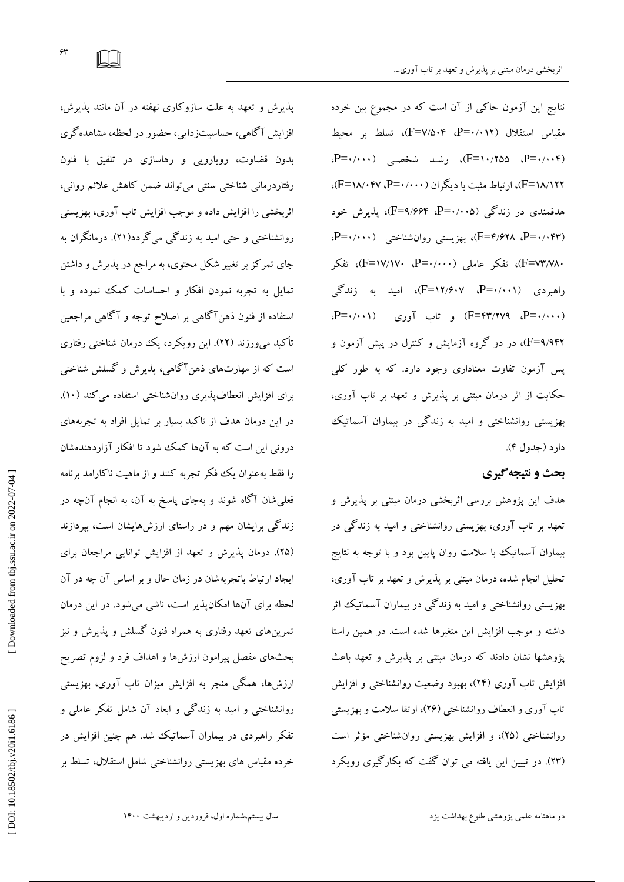نتایج این آزمون حاکی از آن است که در مجموع بین خرده مقیاس استقلال (P=۰/۰۱۲، F=۷/۵۰۴)، تسلط بر محیط (P=۰/۰۰۴، F=۱۰/۲۵۵)، رشد شخصی (P=۰/۰۰۰، F=۱۸/۱۲۲)، ارتباط مثبت با دیگران (P=۰/۰۰۰، F=۱۸/۰۴۷)، هدفمندی در زندگی (P=۰/۰۰۵، F=۹/۶۶۴)، پذیرش خود (P=۰/۰۴۳، F=۴/۶۲۸)، بهزیستی روان‌شناختی (P=۰/۰۰۰، F=۷۳/۷۸۰)، تفکر عاملی (P=۰/۰۰۰، F=۱۷/۱۷۰)، تفکر راهبردی (P=۰/۰۰۱، F=۱۲/۶۰۷)، امید به زندگی (P=۰/۰۰۰، F=۴۳/۲۷۹) و تاب آوری (P=۰/۰۰۱، F=۹/۹۴۲)، در دو گروه آزمایش و کنترل در پیش آزمون و پس آزمون تفاوت معناداری وجود دارد. که به طور کلی حکایت از اثر درمان مبتنی بر پذیرش و تعهد بر تاب آوری، بهزیستی روانشناختی و امید به زندگی در بیماران آسماتیک دارد (جدول ۴).

## بحث و نتیجه‌گیری

هدف این پژوهش بررسی اثربخشی درمان مبتنی بر پذیرش و تعهد بر تاب آوری، بهزیستی روانشناختی و امید به زندگی در بیماران آسماتیک با سلامت روان پایین بود و با توجه به نتایج تحلیل انجام شده، درمان مبتنی بر پذیرش و تعهد بر تاب آوری، بهزیستی روانشناختی و امید به زندگی در بیماران آسماتیک اثر داشته و موجب افزایش این متغیرها شده است. در همین راستا پژوهشها نشان دادند که درمان مبتنی بر پذیرش و تعهد باعث افزایش تاب آوری (۲۴)، بهبود وضعیت روانشناختی و افزایش تاب آوری و انعطاف روانشناختی (۲۶)، ارتقا سلامت و بهزیستی روانشناختی (۲۵)، و افزایش بهزیستی روان‌شناختی مؤثر است (۲۳). در تبیین این یافته می توان گفت که بکارگیری رویکرد پذیرش و تعهد به علت سازوکاری نهفته در آن مانند پذیرش، افزایش آگاهی، حساسیت‌زدایی، حضور در لحظه، مشاهده‌گری بدون قضاوت، رویارویی و رهاسازی در تلفیق با فنون رفتاردرمانی شناختی سنتی می‌تواند ضمن کاهش علائم روانی، اثربخشی را افزایش داده و موجب افزایش تاب آوری، بهزیستی روانشناختی و حتی امید به زندگی می‌گردد(۲۱). درمانگران به جای تمرکز بر تغییر شکل محتوی، به مراجع در پذیرش و داشتن تمایل به تجربه نمودن افکار و احساسات کمک نموده و با استفاده از فنون ذهن‌آگاهی بر اصلاح توجه و آگاهی مراجعین تأکید می‌ورزند (۲۲). این رویکرد، یک درمان شناختی رفتاری است که از مهارت‌های ذهن‌آگاهی، پذیرش و گسلش شناختی برای افزایش انعطاف‌پذیری روان‌شناختی استفاده می‌کند (۱۰). در این درمان هدف از تاکید بسیار بر تمایل افراد به تجربه‌های درونی این است که به آن‌ها کمک شود تا افکار آزاردهنده‌شان را فقط به‌عنوان یک فکر تجربه کنند و از ماهیت ناکارامد برنامه فعلی‌شان آگاه شوند و به‌جای پاسخ به آن، به انجام آن‌چه در زندگی برایشان مهم و در راستای ارزش‌هایشان است، بپردازند (۲۵). درمان پذیرش و تعهد از افزایش توانایی مراجعان برای ایجاد ارتباط باتجربه‌شان در زمان حال و بر اساس آن چه در آن لحظه برای آن‌ها امکان‌پذیر است، ناشی می‌شود. در این درمان تمرین‌های تعهد رفتاری به همراه فنون گسلش و پذیرش و نیز بحث‌های مفصل پیرامون ارزش‌ها و اهداف فرد و لزوم تصریح ارزش‌ها، همگی منجر به افزایش میزان تاب آوری، بهزیستی روانشناختی و امید به زندگی و ابعاد آن شامل تفکر عاملی و تفکر راهبردی در بیماران آسماتیک شد. هم چنین افزایش در خرده مقیاس های بهزیستی روانشناختی شامل استقلال، تسلط بر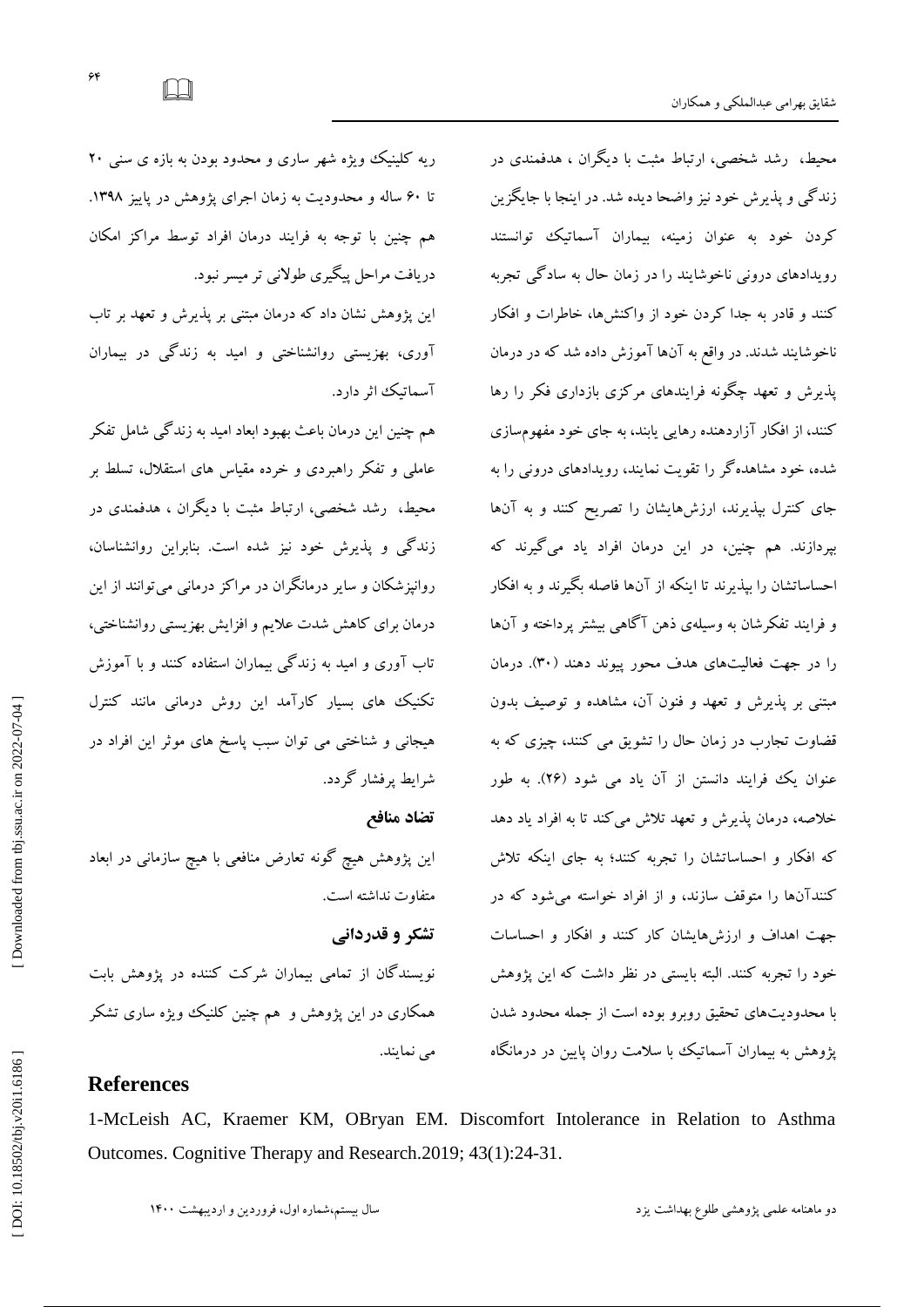محیط، رشد شخصی، ارتباط مثبت با دیگران ، هدفمندی در زندگی و پذیرش خود نیز واضحا دیده شد. در اینجا با جایگزین کردن خود به عنوان زمینه، بیماران آسماتیک توانستند رویدادهای درونی ناخوشایند را در زمان حال به سادگی تجربه کنند و قادر به جدا کردن خود از واکنش‌ها، خاطرات و افکار ناخوشایند شدند. در واقع به آن‌ها آموزش داده شد که در درمان پذیرش و تعهد چگونه فرایندهای مرکزی بازداری فکر را رها کنند، از افکار آزاردهنده رهایی یابند، به جای خود مفهوم‌سازی شده، خود مشاهده‌گر را تقویت نمایند، رویدادهای درونی را به جای کنترل بپذیرند، ارزش‌هایشان را تصریح کنند و به آن‌ها بپردازند. هم چنین، در این درمان افراد یاد می‌گیرند که احساساتشان را بپذیرند تا اینکه از آن‌ها فاصله بگیرند و به افکار و فرایند تفکرشان به وسیله‌ی ذهن آگاهی بیشتر پرداخته و آن‌ها را در جهت فعالیت‌های هدف محور پیوند دهند (۳۰). درمان مبتنی بر پذیرش و تعهد و فنون آن، مشاهده و توصیف بدون قضاوت تجارب در زمان حال را تشویق می کنند، چیزی که به عنوان یک فرایند دانستن از آن یاد می شود (۲۶). به طور خلاصه، درمان پذیرش و تعهد تلاش می‌کند تا به افراد یاد دهد که افکار و احساساتشان را تجربه کنند؛ به جای اینکه تلاش کنندآن‌ها را متوقف سازند، و از افراد خواسته می‌شود که در جهت اهداف و ارزش‌هایشان کار کنند و افکار و احساسات خود را تجربه کنند. البته بایستی در نظر داشت که این پژوهش با محدودیت‌های تحقیق روبرو بوده است از جمله محدود شدن پژوهش به بیماران آسماتیک با سلامت روان پایین در درمانگاه ریه کلینیک ویژه شهر ساری و محدود بودن به بازه ی سنی ۲۰ تا ۶۰ ساله و محدودیت به زمان اجرای پژوهش در پاییز ۱۳۹۸. هم چنین با توجه به فرایند درمان افراد توسط مراکز امکان دریافت مراحل پیگیری طولانی تر میسر نبود.

این پژوهش نشان داد که درمان مبتنی بر پذیرش و تعهد بر تاب آوری، بهزیستی روانشناختی و امید به زندگی در بیماران آسماتیک اثر دارد.

هم چنین این درمان باعث بهبود ابعاد امید به زندگی شامل تفکر عاملی و تفکر راهبردی و خرده مقیاس های استقلال، تسلط بر محیط، رشد شخصی، ارتباط مثبت با دیگران ، هدفمندی در زندگی و پذیرش خود نیز شده است. بنابراین روانشناسان، روانپزشکان و سایر درمانگران در مراکز درمانی می‌توانند از این درمان برای کاهش شدت علایم و افزایش بهزیستی روانشناختی، تاب آوری و امید به زندگی بیماران استفاده کنند و با آموزش تکنیک های بسیار کارآمد این روش درمانی مانند کنترل هیجانی و شناختی می توان سبب پاسخ های موثر این افراد در شرایط پرفشار گردد.

**تضاد منافع**

این پژوهش هیچ گونه تعارض منافعی با هیچ سازمانی در ابعاد متفاوت نداشته است.

**تشکر و قدردانی**

نویسندگان از تمامی بیماران شرکت کننده در پژوهش بابت همکاری در این پژوهش و هم چنین کلینیک ویژه ساری تشکر می نمایند.

## References

1-McLeish AC, Kraemer KM, OBryan EM. Discomfort Intolerance in Relation to Asthma Outcomes. Cognitive Therapy and Research.2019; 43(1):24-31.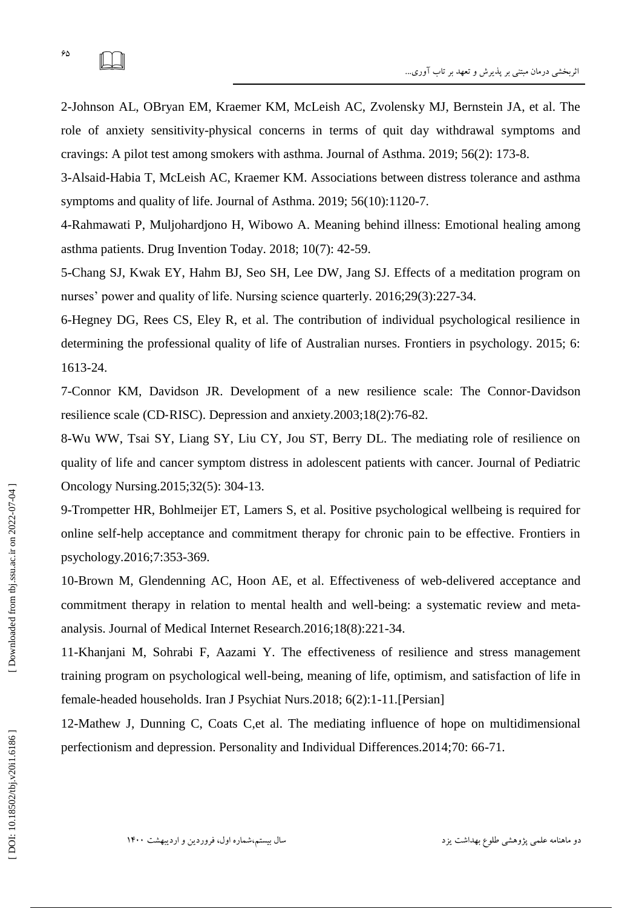2-Johnson AL, OBryan EM, Kraemer KM, McLeish AC, Zvolensky MJ, Bernstein JA, et al. The role of anxiety sensitivity-physical concerns in terms of quit day withdrawal symptoms and cravings: A pilot test among smokers with asthma. Journal of Asthma. 2019; 56(2): 173-8.

3-Alsaid-Habia T, McLeish AC, Kraemer KM. Associations between distress tolerance and asthma symptoms and quality of life. Journal of Asthma. 2019; 56(10):1120-7.

4-Rahmawati P, Muljohardjono H, Wibowo A. Meaning behind illness: Emotional healing among asthma patients. Drug Invention Today. 2018; 10(7): 42-59.

5-Chang SJ, Kwak EY, Hahm BJ, Seo SH, Lee DW, Jang SJ. Effects of a meditation program on nurses' power and quality of life. Nursing science quarterly. 2016;29(3):227-34.

6-Hegney DG, Rees CS, Eley R, et al. The contribution of individual psychological resilience in determining the professional quality of life of Australian nurses. Frontiers in psychology. 2015; 6: 1613-24.

7-Connor KM, Davidson JR. Development of a new resilience scale: The Connor-Davidson resilience scale (CD-RISC). Depression and anxiety.2003;18(2):76-82.

8-Wu WW, Tsai SY, Liang SY, Liu CY, Jou ST, Berry DL. The mediating role of resilience on quality of life and cancer symptom distress in adolescent patients with cancer. Journal of Pediatric Oncology Nursing.2015;32(5): 304-13.

9-Trompetter HR, Bohlmeijer ET, Lamers S, et al. Positive psychological wellbeing is required for online self-help acceptance and commitment therapy for chronic pain to be effective. Frontiers in psychology.2016;7:353-369.

10-Brown M, Glendenning AC, Hoon AE, et al. Effectiveness of web-delivered acceptance and commitment therapy in relation to mental health and well-being: a systematic review and meta-analysis. Journal of Medical Internet Research.2016;18(8):221-34.

11-Khanjani M, Sohrabi F, Aazami Y. The effectiveness of resilience and stress management training program on psychological well-being, meaning of life, optimism, and satisfaction of life in female-headed households. Iran J Psychiat Nurs.2018; 6(2):1-11.[Persian]

12-Mathew J, Dunning C, Coats C,et al. The mediating influence of hope on multidimensional perfectionism and depression. Personality and Individual Differences.2014;70: 66-71.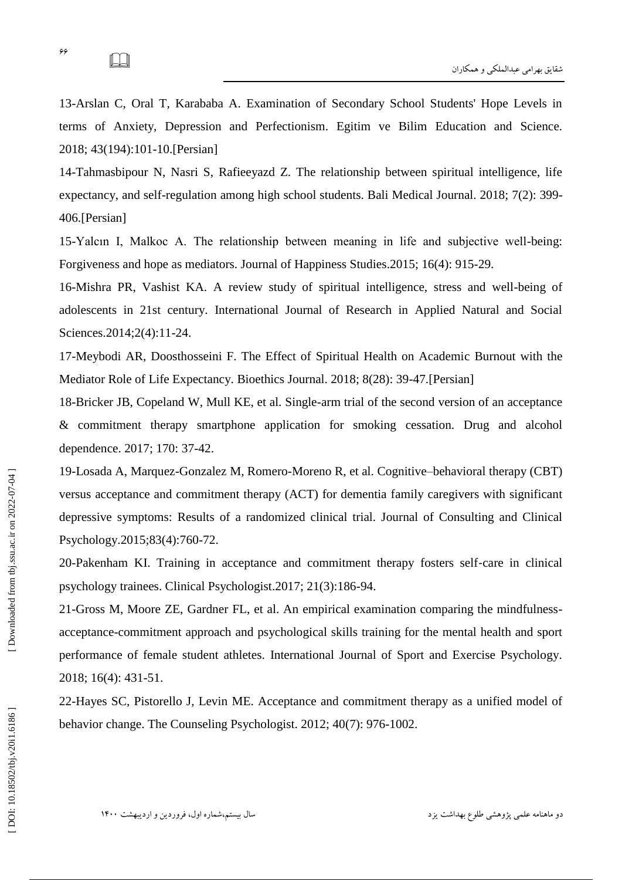13-Arslan C, Oral T, Karababa A. Examination of Secondary School Students' Hope Levels in terms of Anxiety, Depression and Perfectionism. Egitim ve Bilim Education and Science. 2018; 43(194):101-10.[Persian]

14-Tahmasbipour N, Nasri S, Rafieeyazd Z. The relationship between spiritual intelligence, life expectancy, and self-regulation among high school students. Bali Medical Journal. 2018; 7(2): 399-406.[Persian]

15-Yalcın I, Malkoc A. The relationship between meaning in life and subjective well-being: Forgiveness and hope as mediators. Journal of Happiness Studies.2015; 16(4): 915-29.

16-Mishra PR, Vashist KA. A review study of spiritual intelligence, stress and well-being of adolescents in 21st century. International Journal of Research in Applied Natural and Social Sciences.2014;2(4):11-24.

17-Meybodi AR, Doosthosseini F. The Effect of Spiritual Health on Academic Burnout with the Mediator Role of Life Expectancy. Bioethics Journal. 2018; 8(28): 39-47.[Persian]

18-Bricker JB, Copeland W, Mull KE, et al. Single-arm trial of the second version of an acceptance & commitment therapy smartphone application for smoking cessation. Drug and alcohol dependence. 2017; 170: 37-42.

19-Losada A, Marquez-Gonzalez M, Romero-Moreno R, et al. Cognitive–behavioral therapy (CBT) versus acceptance and commitment therapy (ACT) for dementia family caregivers with significant depressive symptoms: Results of a randomized clinical trial. Journal of Consulting and Clinical Psychology.2015;83(4):760-72.

20-Pakenham KI. Training in acceptance and commitment therapy fosters self-care in clinical psychology trainees. Clinical Psychologist.2017; 21(3):186-94.

21-Gross M, Moore ZE, Gardner FL, et al. An empirical examination comparing the mindfulness-acceptance-commitment approach and psychological skills training for the mental health and sport performance of female student athletes. International Journal of Sport and Exercise Psychology. 2018; 16(4): 431-51.

22-Hayes SC, Pistorello J, Levin ME. Acceptance and commitment therapy as a unified model of behavior change. The Counseling Psychologist. 2012; 40(7): 976-1002.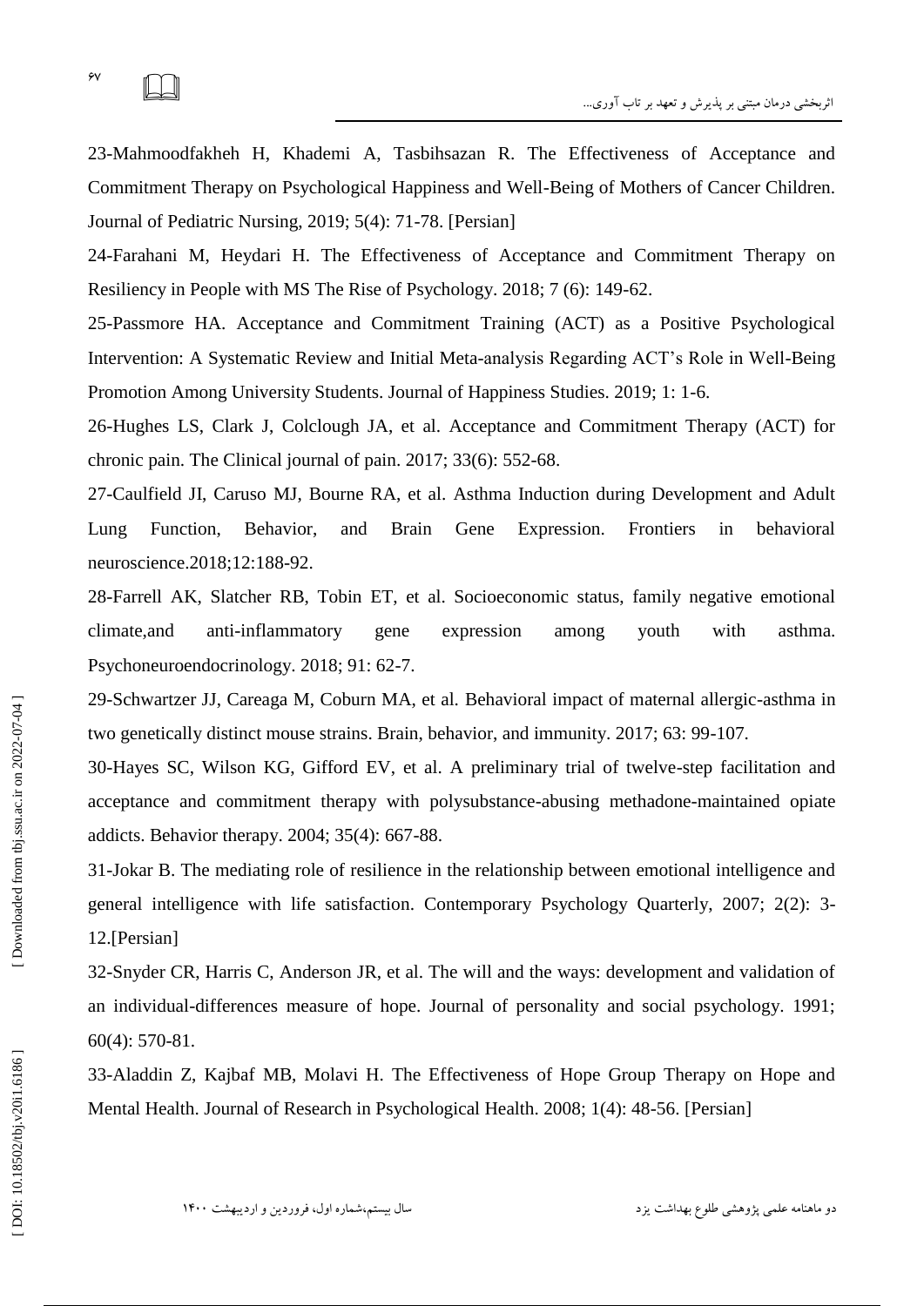23-Mahmoodfakheh H, Khademi A, Tasbihsazan R. The Effectiveness of Acceptance and Commitment Therapy on Psychological Happiness and Well-Being of Mothers of Cancer Children. Journal of Pediatric Nursing, 2019; 5(4): 71-78. [Persian]

24-Farahani M, Heydari H. The Effectiveness of Acceptance and Commitment Therapy on Resiliency in People with MS The Rise of Psychology. 2018; 7 (6): 149-62.

25-Passmore HA. Acceptance and Commitment Training (ACT) as a Positive Psychological Intervention: A Systematic Review and Initial Meta-analysis Regarding ACT's Role in Well-Being Promotion Among University Students. Journal of Happiness Studies. 2019; 1: 1-6.

26-Hughes LS, Clark J, Colclough JA, et al. Acceptance and Commitment Therapy (ACT) for chronic pain. The Clinical journal of pain. 2017; 33(6): 552-68.

27-Caulfield JI, Caruso MJ, Bourne RA, et al. Asthma Induction during Development and Adult Lung Function, Behavior, and Brain Gene Expression. Frontiers in behavioral neuroscience.2018;12:188-92.

28-Farrell AK, Slatcher RB, Tobin ET, et al. Socioeconomic status, family negative emotional climate,and anti-inflammatory gene expression among youth with asthma. Psychoneuroendocrinology. 2018; 91: 62-7.

29-Schwartzer JJ, Careaga M, Coburn MA, et al. Behavioral impact of maternal allergic-asthma in two genetically distinct mouse strains. Brain, behavior, and immunity. 2017; 63: 99-107.

30-Hayes SC, Wilson KG, Gifford EV, et al. A preliminary trial of twelve-step facilitation and acceptance and commitment therapy with polysubstance-abusing methadone-maintained opiate addicts. Behavior therapy. 2004; 35(4): 667-88.

31-Jokar B. The mediating role of resilience in the relationship between emotional intelligence and general intelligence with life satisfaction. Contemporary Psychology Quarterly, 2007; 2(2): 3-12.[Persian]

32-Snyder CR, Harris C, Anderson JR, et al. The will and the ways: development and validation of an individual-differences measure of hope. Journal of personality and social psychology. 1991; 60(4): 570-81.

33-Aladdin Z, Kajbaf MB, Molavi H. The Effectiveness of Hope Group Therapy on Hope and Mental Health. Journal of Research in Psychological Health. 2008; 1(4): 48-56. [Persian]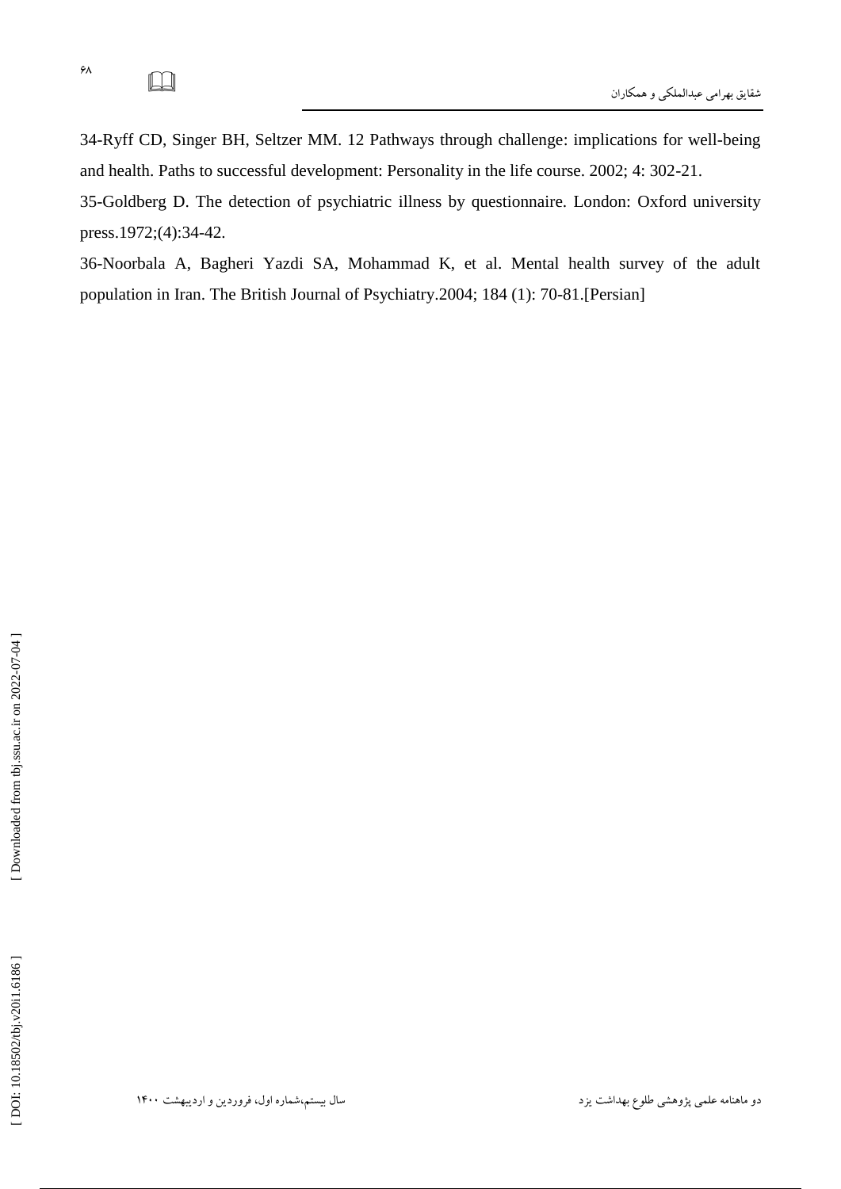34-Ryff CD, Singer BH, Seltzer MM. 12 Pathways through challenge: implications for well-being and health. Paths to successful development: Personality in the life course. 2002; 4: 302-21.

35-Goldberg D. The detection of psychiatric illness by questionnaire. London: Oxford university press.1972;(4):34-42.

36-Noorbala A, Bagheri Yazdi SA, Mohammad K, et al. Mental health survey of the adult population in Iran. The British Journal of Psychiatry.2004; 184 (1): 70-81.[Persian]